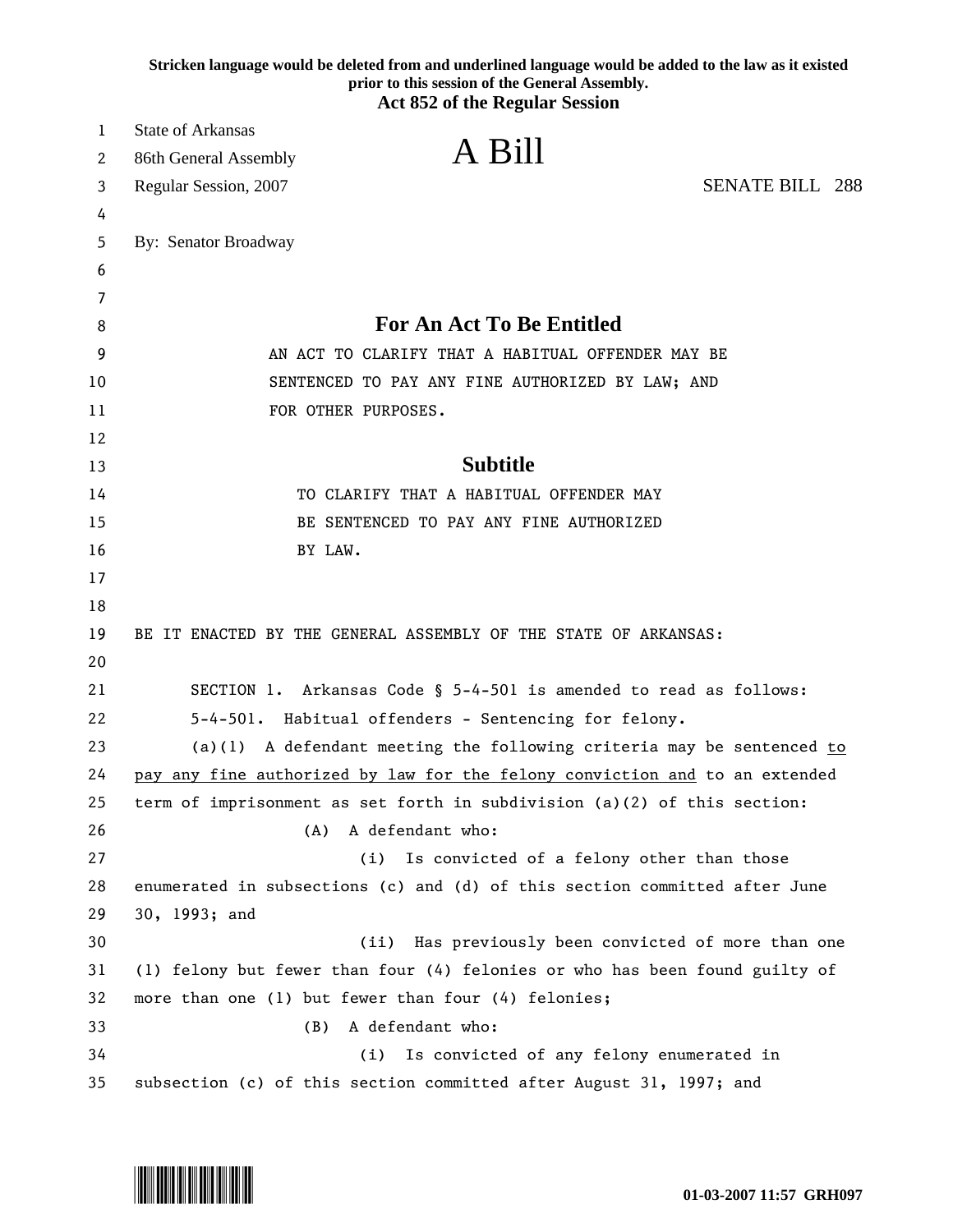Stricken language would be deleted from and underlined language would be added to the law as it existed prior to this session of the General Assembly.

**Act 852 of the Regular Session**

State of Arkansas
86th General Assembly
Regular Session, 2007

# A Bill

SENATE BILL 288

By: Senator Broadway

## For An Act To Be Entitled

AN ACT TO CLARIFY THAT A HABITUAL OFFENDER MAY BE SENTENCED TO PAY ANY FINE AUTHORIZED BY LAW; AND FOR OTHER PURPOSES.

## Subtitle

TO CLARIFY THAT A HABITUAL OFFENDER MAY BE SENTENCED TO PAY ANY FINE AUTHORIZED BY LAW.

BE IT ENACTED BY THE GENERAL ASSEMBLY OF THE STATE OF ARKANSAS:

SECTION 1. Arkansas Code § 5-4-501 is amended to read as follows:

5-4-501. Habitual offenders - Sentencing for felony.

(a)(1) A defendant meeting the following criteria may be sentenced <u>to pay any fine authorized by law for the felony conviction and</u> to an extended term of imprisonment as set forth in subdivision (a)(2) of this section:

(A) A defendant who:

(i) Is convicted of a felony other than those enumerated in subsections (c) and (d) of this section committed after June 30, 1993; and

(ii) Has previously been convicted of more than one (1) felony but fewer than four (4) felonies or who has been found guilty of more than one (1) but fewer than four (4) felonies;

(B) A defendant who:

(i) Is convicted of any felony enumerated in subsection (c) of this section committed after August 31, 1997; and

01-03-2007 11:57 GRH097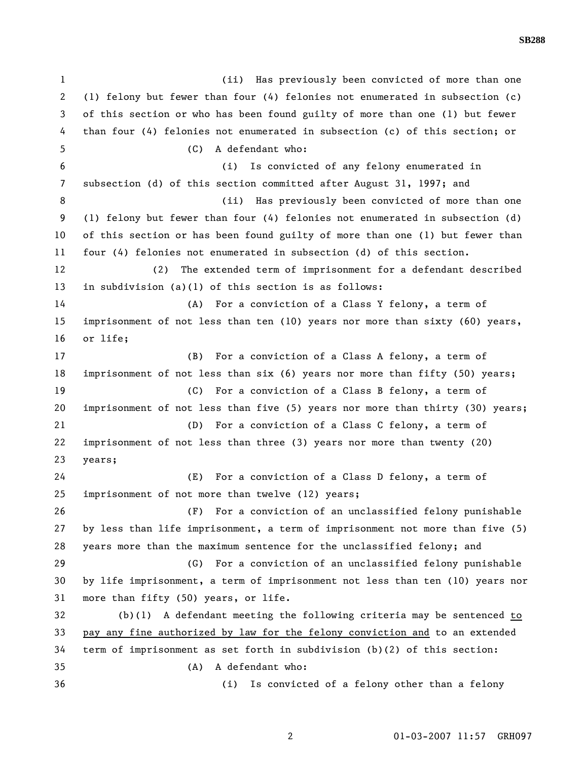(ii) Has previously been convicted of more than one (1) felony but fewer than four (4) felonies not enumerated in subsection (c) of this section or who has been found guilty of more than one (1) but fewer than four (4) felonies not enumerated in subsection (c) of this section; or

(C) A defendant who:

(i) Is convicted of any felony enumerated in subsection (d) of this section committed after August 31, 1997; and

(ii) Has previously been convicted of more than one (1) felony but fewer than four (4) felonies not enumerated in subsection (d) of this section or has been found guilty of more than one (1) but fewer than four (4) felonies not enumerated in subsection (d) of this section.

(2) The extended term of imprisonment for a defendant described in subdivision (a)(1) of this section is as follows:

(A) For a conviction of a Class Y felony, a term of imprisonment of not less than ten (10) years nor more than sixty (60) years, or life;

(B) For a conviction of a Class A felony, a term of imprisonment of not less than six (6) years nor more than fifty (50) years;

(C) For a conviction of a Class B felony, a term of imprisonment of not less than five (5) years nor more than thirty (30) years;

(D) For a conviction of a Class C felony, a term of imprisonment of not less than three (3) years nor more than twenty (20) years;

(E) For a conviction of a Class D felony, a term of imprisonment of not more than twelve (12) years;

(F) For a conviction of an unclassified felony punishable by less than life imprisonment, a term of imprisonment not more than five (5) years more than the maximum sentence for the unclassified felony; and

(G) For a conviction of an unclassified felony punishable by life imprisonment, a term of imprisonment not less than ten (10) years nor more than fifty (50) years, or life.

(b)(1) A defendant meeting the following criteria may be sentenced <u>to pay any fine authorized by law for the felony conviction and</u> to an extended term of imprisonment as set forth in subdivision (b)(2) of this section:

(A) A defendant who:

(i) Is convicted of a felony other than a felony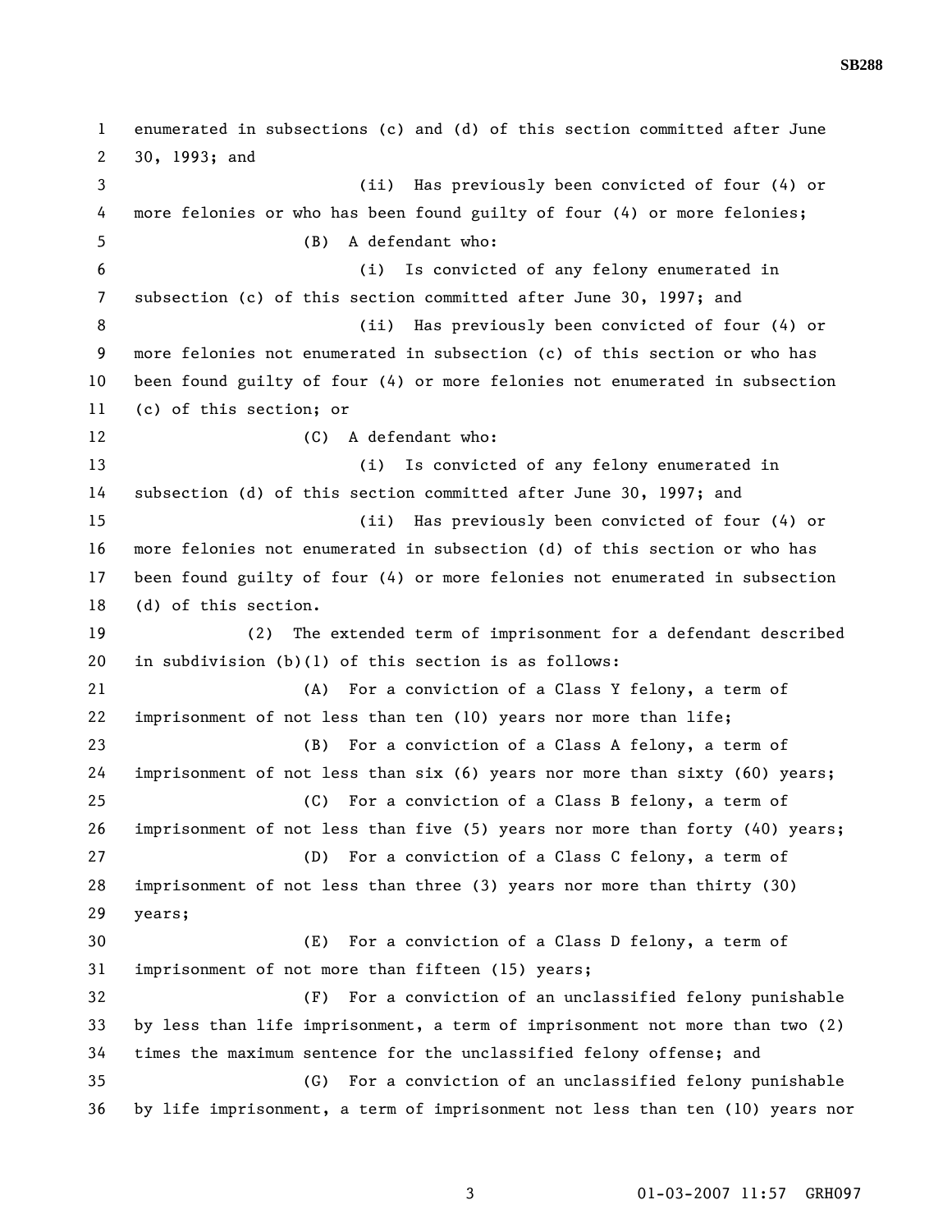enumerated in subsections (c) and (d) of this section committed after June 30, 1993; and

(ii) Has previously been convicted of four (4) or more felonies or who has been found guilty of four (4) or more felonies;

(B) A defendant who:

(i) Is convicted of any felony enumerated in subsection (c) of this section committed after June 30, 1997; and

(ii) Has previously been convicted of four (4) or more felonies not enumerated in subsection (c) of this section or who has been found guilty of four (4) or more felonies not enumerated in subsection (c) of this section; or

(C) A defendant who:

(i) Is convicted of any felony enumerated in subsection (d) of this section committed after June 30, 1997; and

(ii) Has previously been convicted of four (4) or more felonies not enumerated in subsection (d) of this section or who has been found guilty of four (4) or more felonies not enumerated in subsection (d) of this section.

(2) The extended term of imprisonment for a defendant described in subdivision (b)(1) of this section is as follows:

(A) For a conviction of a Class Y felony, a term of imprisonment of not less than ten (10) years nor more than life;

(B) For a conviction of a Class A felony, a term of imprisonment of not less than six (6) years nor more than sixty (60) years;

(C) For a conviction of a Class B felony, a term of imprisonment of not less than five (5) years nor more than forty (40) years;

(D) For a conviction of a Class C felony, a term of imprisonment of not less than three (3) years nor more than thirty (30) years;

(E) For a conviction of a Class D felony, a term of imprisonment of not more than fifteen (15) years;

(F) For a conviction of an unclassified felony punishable by less than life imprisonment, a term of imprisonment not more than two (2) times the maximum sentence for the unclassified felony offense; and

(G) For a conviction of an unclassified felony punishable by life imprisonment, a term of imprisonment not less than ten (10) years nor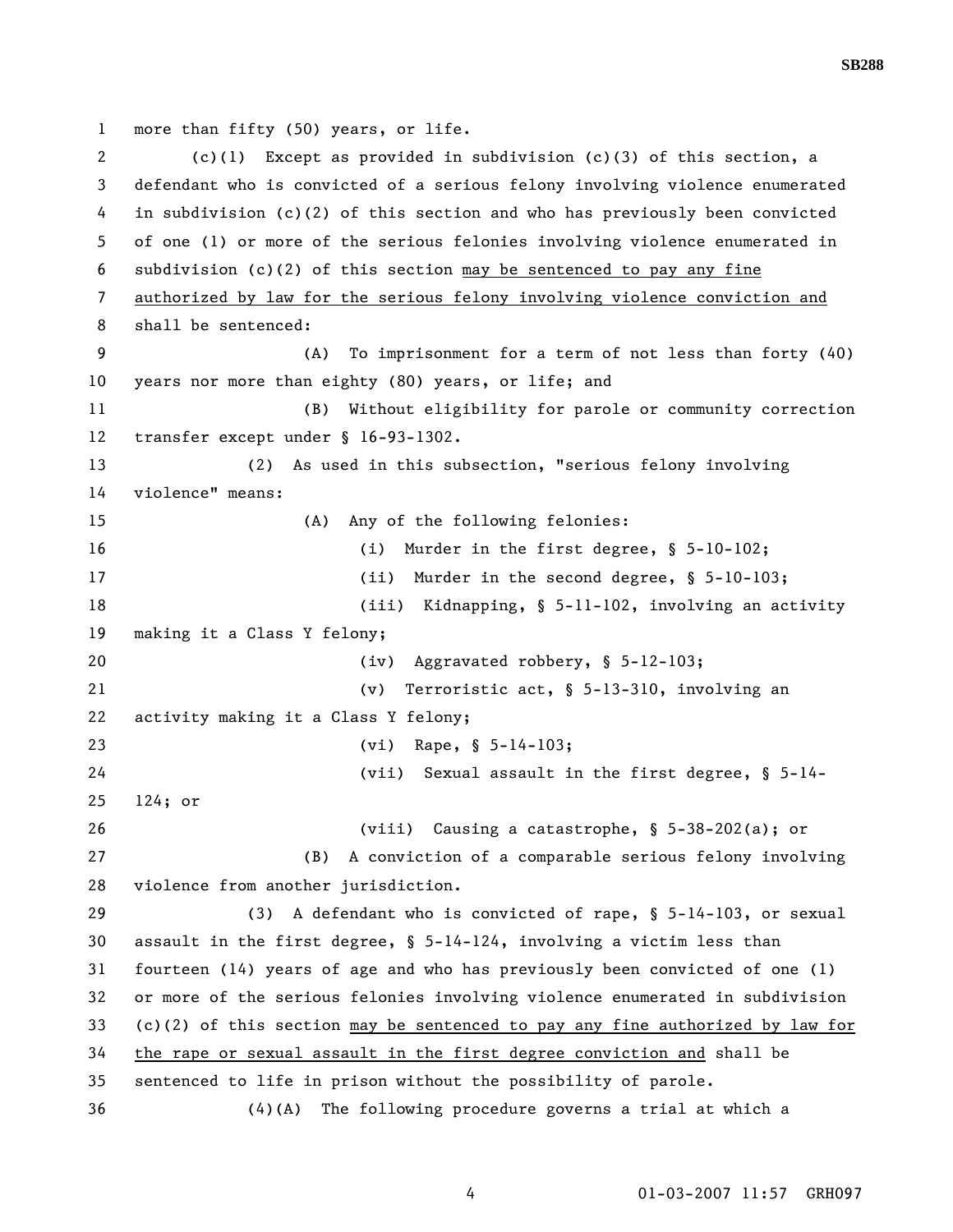more than fifty (50) years, or life.

(c)(1) Except as provided in subdivision (c)(3) of this section, a defendant who is convicted of a serious felony involving violence enumerated in subdivision (c)(2) of this section and who has previously been convicted of one (1) or more of the serious felonies involving violence enumerated in subdivision (c)(2) of this section <u>may be sentenced to pay any fine authorized by law for the serious felony involving violence conviction and</u> shall be sentenced:

(A) To imprisonment for a term of not less than forty (40) years nor more than eighty (80) years, or life; and

(B) Without eligibility for parole or community correction transfer except under § 16-93-1302.

(2) As used in this subsection, "serious felony involving violence" means:

(A) Any of the following felonies:

(i) Murder in the first degree, § 5-10-102;

(ii) Murder in the second degree, § 5-10-103;

(iii) Kidnapping, § 5-11-102, involving an activity making it a Class Y felony;

(iv) Aggravated robbery, § 5-12-103;

(v) Terroristic act, § 5-13-310, involving an activity making it a Class Y felony;

(vi) Rape, § 5-14-103;

(vii) Sexual assault in the first degree, § 5-14-124; or

(viii) Causing a catastrophe, § 5-38-202(a); or

(B) A conviction of a comparable serious felony involving violence from another jurisdiction.

(3) A defendant who is convicted of rape, § 5-14-103, or sexual assault in the first degree, § 5-14-124, involving a victim less than fourteen (14) years of age and who has previously been convicted of one (1) or more of the serious felonies involving violence enumerated in subdivision (c)(2) of this section <u>may be sentenced to pay any fine authorized by law for the rape or sexual assault in the first degree conviction and</u> shall be sentenced to life in prison without the possibility of parole.

(4)(A) The following procedure governs a trial at which a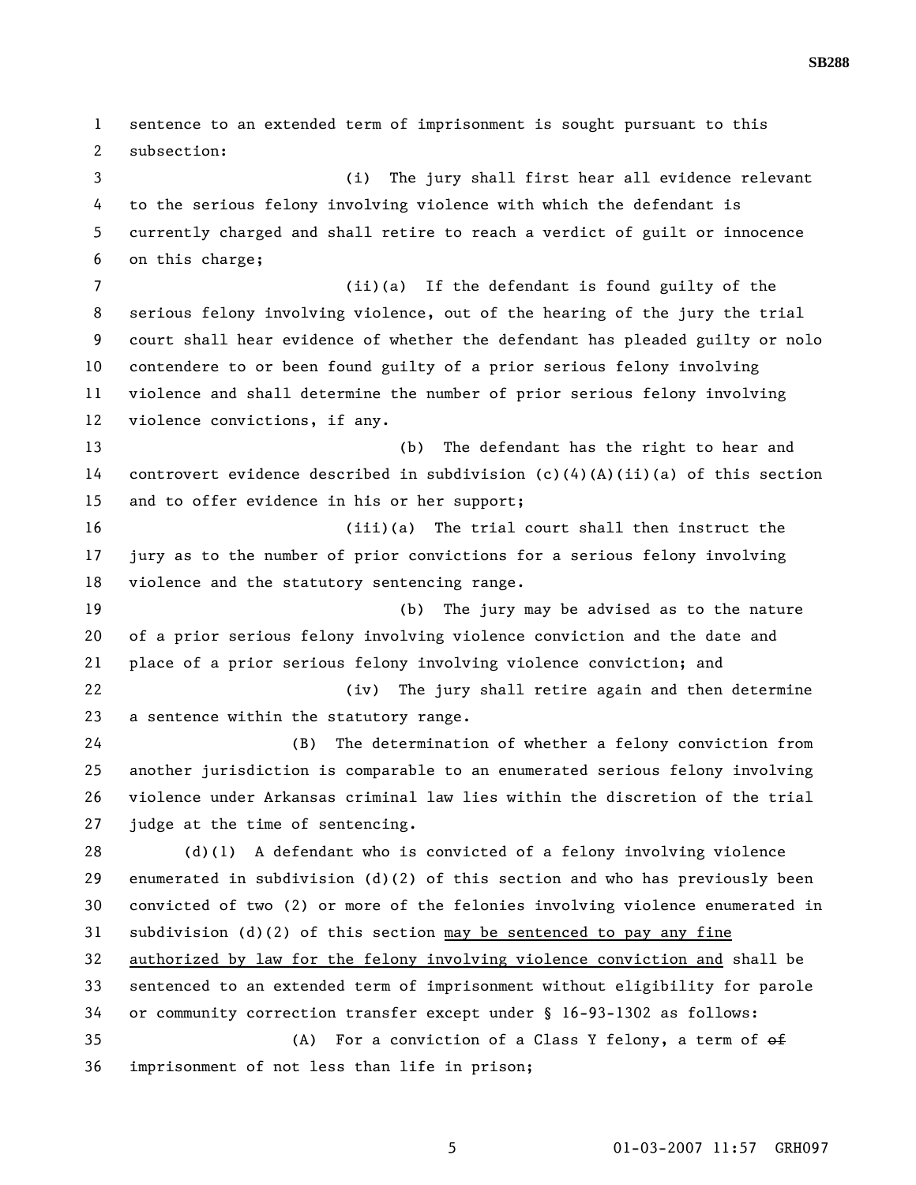sentence to an extended term of imprisonment is sought pursuant to this subsection:

(i) The jury shall first hear all evidence relevant to the serious felony involving violence with which the defendant is currently charged and shall retire to reach a verdict of guilt or innocence on this charge;

(ii)(a) If the defendant is found guilty of the serious felony involving violence, out of the hearing of the jury the trial court shall hear evidence of whether the defendant has pleaded guilty or nolo contendere to or been found guilty of a prior serious felony involving violence and shall determine the number of prior serious felony involving violence convictions, if any.

(b) The defendant has the right to hear and controvert evidence described in subdivision (c)(4)(A)(ii)(a) of this section and to offer evidence in his or her support;

(iii)(a) The trial court shall then instruct the jury as to the number of prior convictions for a serious felony involving violence and the statutory sentencing range.

(b) The jury may be advised as to the nature of a prior serious felony involving violence conviction and the date and place of a prior serious felony involving violence conviction; and

(iv) The jury shall retire again and then determine a sentence within the statutory range.

(B) The determination of whether a felony conviction from another jurisdiction is comparable to an enumerated serious felony involving violence under Arkansas criminal law lies within the discretion of the trial judge at the time of sentencing.

(d)(1) A defendant who is convicted of a felony involving violence enumerated in subdivision (d)(2) of this section and who has previously been convicted of two (2) or more of the felonies involving violence enumerated in subdivision (d)(2) of this section <u>may be sentenced to pay any fine authorized by law for the felony involving violence conviction and</u> shall be sentenced to an extended term of imprisonment without eligibility for parole or community correction transfer except under § 16-93-1302 as follows:

(A) For a conviction of a Class Y felony, a term of ~~of~~ imprisonment of not less than life in prison;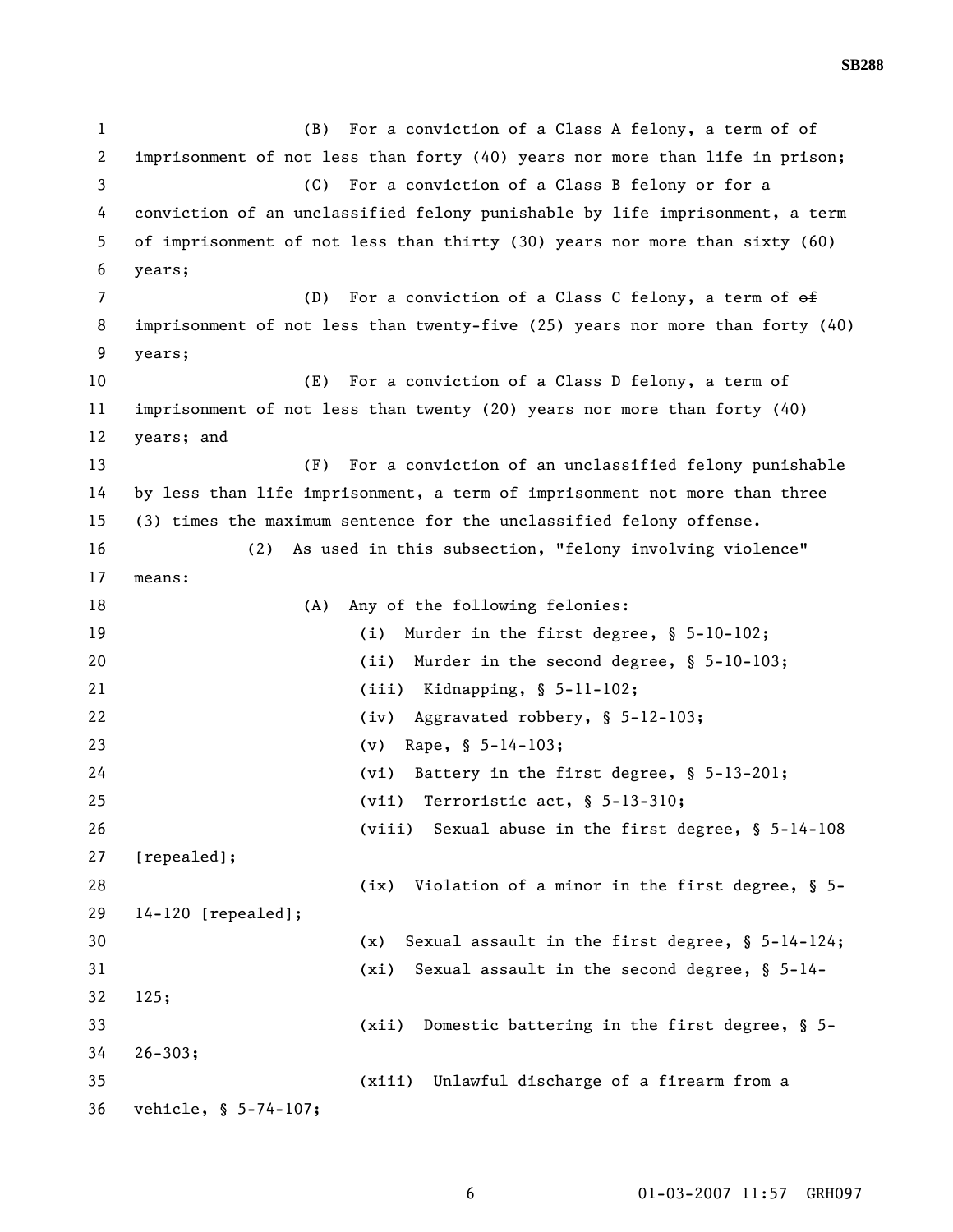(B) For a conviction of a Class A felony, a term of ~~of~~ imprisonment of not less than forty (40) years nor more than life in prison;

(C) For a conviction of a Class B felony or for a conviction of an unclassified felony punishable by life imprisonment, a term of imprisonment of not less than thirty (30) years nor more than sixty (60) years;

(D) For a conviction of a Class C felony, a term of ~~of~~ imprisonment of not less than twenty-five (25) years nor more than forty (40) years;

(E) For a conviction of a Class D felony, a term of imprisonment of not less than twenty (20) years nor more than forty (40) years; and

(F) For a conviction of an unclassified felony punishable by less than life imprisonment, a term of imprisonment not more than three (3) times the maximum sentence for the unclassified felony offense.

(2) As used in this subsection, "felony involving violence" means:

(A) Any of the following felonies:

(i) Murder in the first degree, § 5-10-102;

(ii) Murder in the second degree, § 5-10-103;

(iii) Kidnapping, § 5-11-102;

(iv) Aggravated robbery, § 5-12-103;

(v) Rape, § 5-14-103;

(vi) Battery in the first degree, § 5-13-201;

(vii) Terroristic act, § 5-13-310;

(viii) Sexual abuse in the first degree, § 5-14-108 [repealed];

(ix) Violation of a minor in the first degree, § 5-14-120 [repealed];

(x) Sexual assault in the first degree, § 5-14-124;

(xi) Sexual assault in the second degree, § 5-14-125;

(xii) Domestic battering in the first degree, § 5-26-303;

(xiii) Unlawful discharge of a firearm from a vehicle, § 5-74-107;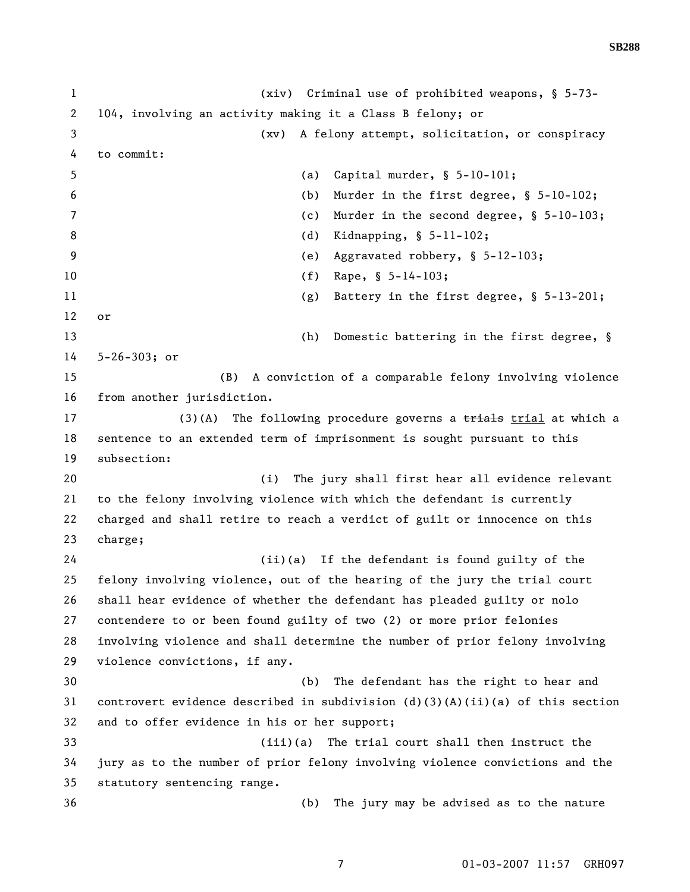(xiv) Criminal use of prohibited weapons, § 5-73-104, involving an activity making it a Class B felony; or

(xv) A felony attempt, solicitation, or conspiracy to commit:

(a) Capital murder, § 5-10-101;

(b) Murder in the first degree, § 5-10-102;

(c) Murder in the second degree, § 5-10-103;

(d) Kidnapping, § 5-11-102;

(e) Aggravated robbery, § 5-12-103;

(f) Rape, § 5-14-103;

(g) Battery in the first degree, § 5-13-201; or

(h) Domestic battering in the first degree, § 5-26-303; or

(B) A conviction of a comparable felony involving violence from another jurisdiction.

(3)(A) The following procedure governs a ~~trials~~ trial at which a sentence to an extended term of imprisonment is sought pursuant to this subsection:

(i) The jury shall first hear all evidence relevant to the felony involving violence with which the defendant is currently charged and shall retire to reach a verdict of guilt or innocence on this charge;

(ii)(a) If the defendant is found guilty of the felony involving violence, out of the hearing of the jury the trial court shall hear evidence of whether the defendant has pleaded guilty or nolo contendere to or been found guilty of two (2) or more prior felonies involving violence and shall determine the number of prior felony involving violence convictions, if any.

(b) The defendant has the right to hear and controvert evidence described in subdivision (d)(3)(A)(ii)(a) of this section and to offer evidence in his or her support;

(iii)(a) The trial court shall then instruct the jury as to the number of prior felony involving violence convictions and the statutory sentencing range.

(b) The jury may be advised as to the nature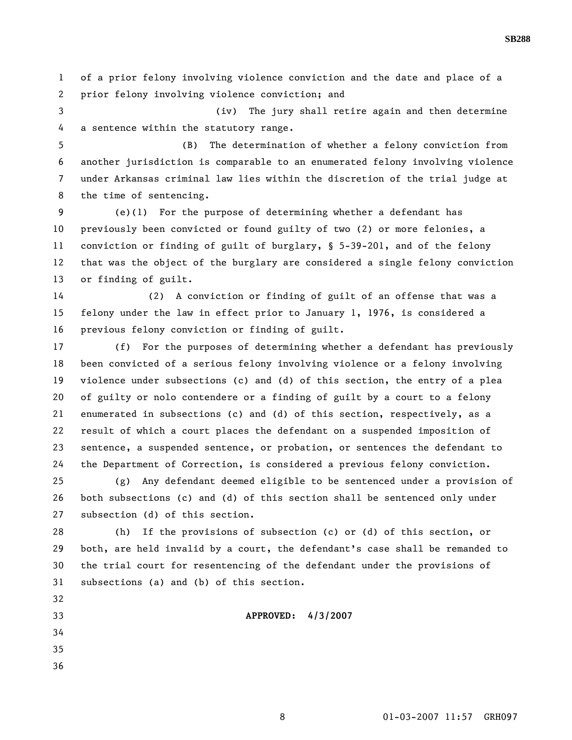of a prior felony involving violence conviction and the date and place of a prior felony involving violence conviction; and

(iv) The jury shall retire again and then determine a sentence within the statutory range.

(B) The determination of whether a felony conviction from another jurisdiction is comparable to an enumerated felony involving violence under Arkansas criminal law lies within the discretion of the trial judge at the time of sentencing.

(e)(1) For the purpose of determining whether a defendant has previously been convicted or found guilty of two (2) or more felonies, a conviction or finding of guilt of burglary, § 5-39-201, and of the felony that was the object of the burglary are considered a single felony conviction or finding of guilt.

(2) A conviction or finding of guilt of an offense that was a felony under the law in effect prior to January 1, 1976, is considered a previous felony conviction or finding of guilt.

(f) For the purposes of determining whether a defendant has previously been convicted of a serious felony involving violence or a felony involving violence under subsections (c) and (d) of this section, the entry of a plea of guilty or nolo contendere or a finding of guilt by a court to a felony enumerated in subsections (c) and (d) of this section, respectively, as a result of which a court places the defendant on a suspended imposition of sentence, a suspended sentence, or probation, or sentences the defendant to the Department of Correction, is considered a previous felony conviction.

(g) Any defendant deemed eligible to be sentenced under a provision of both subsections (c) and (d) of this section shall be sentenced only under subsection (d) of this section.

(h) If the provisions of subsection (c) or (d) of this section, or both, are held invalid by a court, the defendant's case shall be remanded to the trial court for resentencing of the defendant under the provisions of subsections (a) and (b) of this section.

**APPROVED: 4/3/2007**